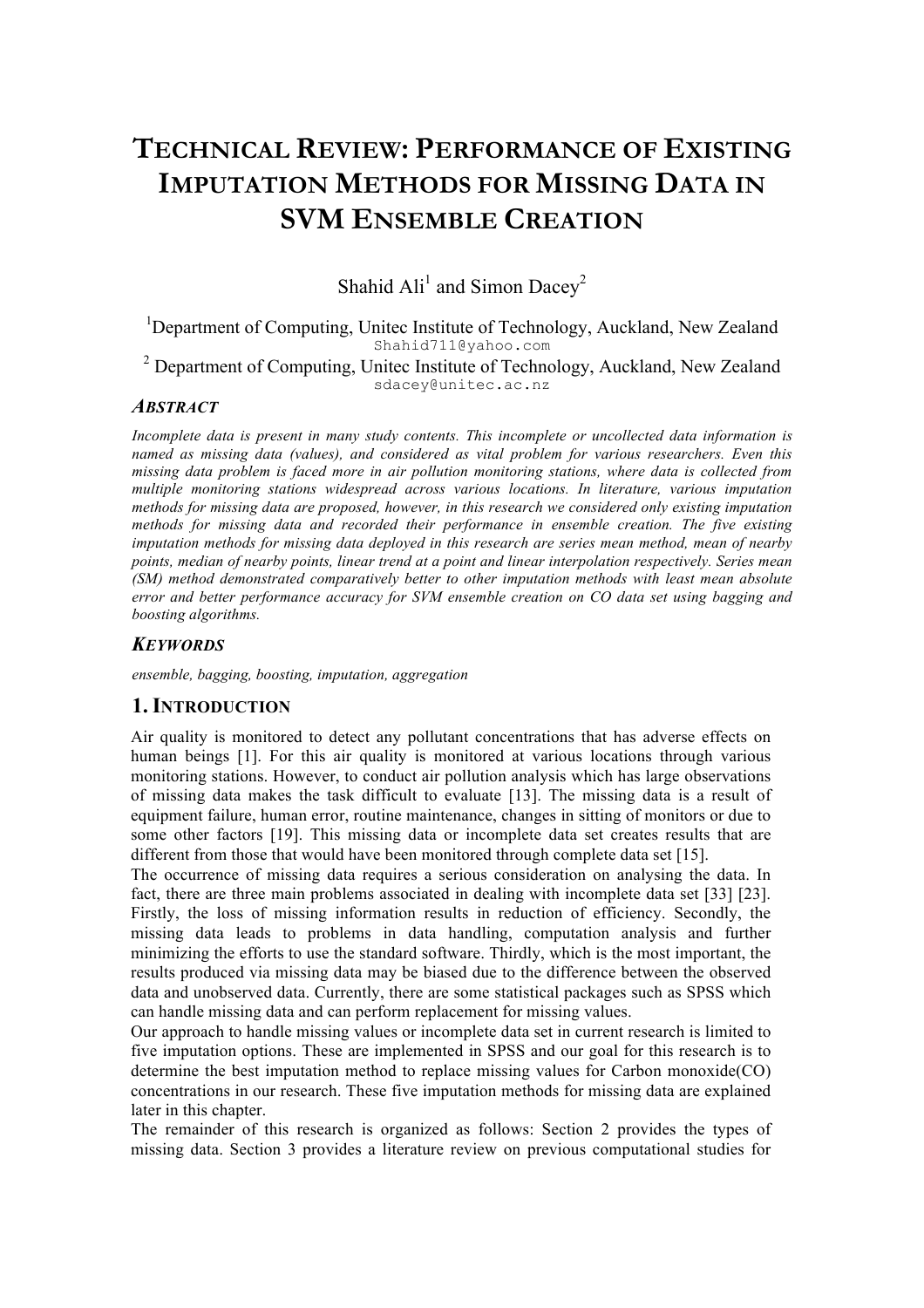# TECHNICAL REVIEW: PERFORMANCE OF EXISTING IMPUTATION METHODS FOR MISSING DATA IN SVM ENSEMBLE CREATION

Shahid Ali[1] and Simon Dacey[2]

[1]Department of Computing, Unitec Institute of Technology, Auckland, New Zealand
Shahid711@yahoo.com

[2] Department of Computing, Unitec Institute of Technology, Auckland, New Zealand
sdacey@unitec.ac.nz

### ABSTRACT

*Incomplete data is present in many study contents. This incomplete or uncollected data information is named as missing data (values), and considered as vital problem for various researchers. Even this missing data problem is faced more in air pollution monitoring stations, where data is collected from multiple monitoring stations widespread across various locations. In literature, various imputation methods for missing data are proposed, however, in this research we considered only existing imputation methods for missing data and recorded their performance in ensemble creation. The five existing imputation methods for missing data deployed in this research are series mean method, mean of nearby points, median of nearby points, linear trend at a point and linear interpolation respectively. Series mean (SM) method demonstrated comparatively better to other imputation methods with least mean absolute error and better performance accuracy for SVM ensemble creation on CO data set using bagging and boosting algorithms.*

### KEYWORDS

*ensemble, bagging, boosting, imputation, aggregation*

## 1. INTRODUCTION

Air quality is monitored to detect any pollutant concentrations that has adverse effects on human beings [1]. For this air quality is monitored at various locations through various monitoring stations. However, to conduct air pollution analysis which has large observations of missing data makes the task difficult to evaluate [13]. The missing data is a result of equipment failure, human error, routine maintenance, changes in sitting of monitors or due to some other factors [19]. This missing data or incomplete data set creates results that are different from those that would have been monitored through complete data set [15].

The occurrence of missing data requires a serious consideration on analysing the data. In fact, there are three main problems associated in dealing with incomplete data set [33] [23]. Firstly, the loss of missing information results in reduction of efficiency. Secondly, the missing data leads to problems in data handling, computation analysis and further minimizing the efforts to use the standard software. Thirdly, which is the most important, the results produced via missing data may be biased due to the difference between the observed data and unobserved data. Currently, there are some statistical packages such as SPSS which can handle missing data and can perform replacement for missing values.

Our approach to handle missing values or incomplete data set in current research is limited to five imputation options. These are implemented in SPSS and our goal for this research is to determine the best imputation method to replace missing values for Carbon monoxide(CO) concentrations in our research. These five imputation methods for missing data are explained later in this chapter.

The remainder of this research is organized as follows: Section 2 provides the types of missing data. Section 3 provides a literature review on previous computational studies for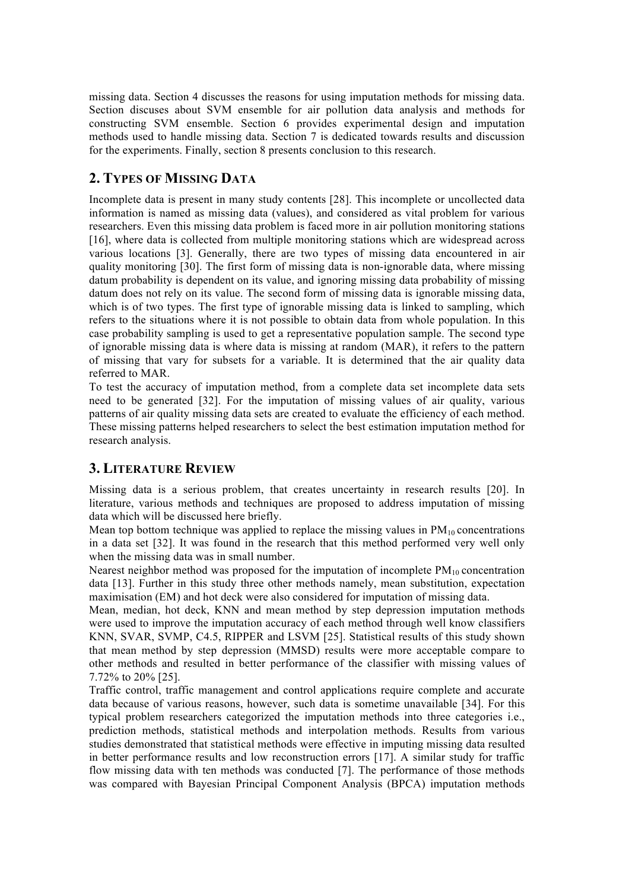missing data. Section 4 discusses the reasons for using imputation methods for missing data. Section discuses about SVM ensemble for air pollution data analysis and methods for constructing SVM ensemble. Section 6 provides experimental design and imputation methods used to handle missing data. Section 7 is dedicated towards results and discussion for the experiments. Finally, section 8 presents conclusion to this research.

## 2. TYPES OF MISSING DATA

Incomplete data is present in many study contents [28]. This incomplete or uncollected data information is named as missing data (values), and considered as vital problem for various researchers. Even this missing data problem is faced more in air pollution monitoring stations [16], where data is collected from multiple monitoring stations which are widespread across various locations [3]. Generally, there are two types of missing data encountered in air quality monitoring [30]. The first form of missing data is non-ignorable data, where missing datum probability is dependent on its value, and ignoring missing data probability of missing datum does not rely on its value. The second form of missing data is ignorable missing data, which is of two types. The first type of ignorable missing data is linked to sampling, which refers to the situations where it is not possible to obtain data from whole population. In this case probability sampling is used to get a representative population sample. The second type of ignorable missing data is where data is missing at random (MAR), it refers to the pattern of missing that vary for subsets for a variable. It is determined that the air quality data referred to MAR.

To test the accuracy of imputation method, from a complete data set incomplete data sets need to be generated [32]. For the imputation of missing values of air quality, various patterns of air quality missing data sets are created to evaluate the efficiency of each method. These missing patterns helped researchers to select the best estimation imputation method for research analysis.

## 3. LITERATURE REVIEW

Missing data is a serious problem, that creates uncertainty in research results [20]. In literature, various methods and techniques are proposed to address imputation of missing data which will be discussed here briefly.

Mean top bottom technique was applied to replace the missing values in $PM_{10}$ concentrations in a data set [32]. It was found in the research that this method performed very well only when the missing data was in small number.

Nearest neighbor method was proposed for the imputation of incomplete $PM_{10}$ concentration data [13]. Further in this study three other methods namely, mean substitution, expectation maximisation (EM) and hot deck were also considered for imputation of missing data.

Mean, median, hot deck, KNN and mean method by step depression imputation methods were used to improve the imputation accuracy of each method through well know classifiers KNN, SVAR, SVMP, C4.5, RIPPER and LSVM [25]. Statistical results of this study shown that mean method by step depression (MMSD) results were more acceptable compare to other methods and resulted in better performance of the classifier with missing values of 7.72% to 20% [25].

Traffic control, traffic management and control applications require complete and accurate data because of various reasons, however, such data is sometime unavailable [34]. For this typical problem researchers categorized the imputation methods into three categories i.e., prediction methods, statistical methods and interpolation methods. Results from various studies demonstrated that statistical methods were effective in imputing missing data resulted in better performance results and low reconstruction errors [17]. A similar study for traffic flow missing data with ten methods was conducted [7]. The performance of those methods was compared with Bayesian Principal Component Analysis (BPCA) imputation methods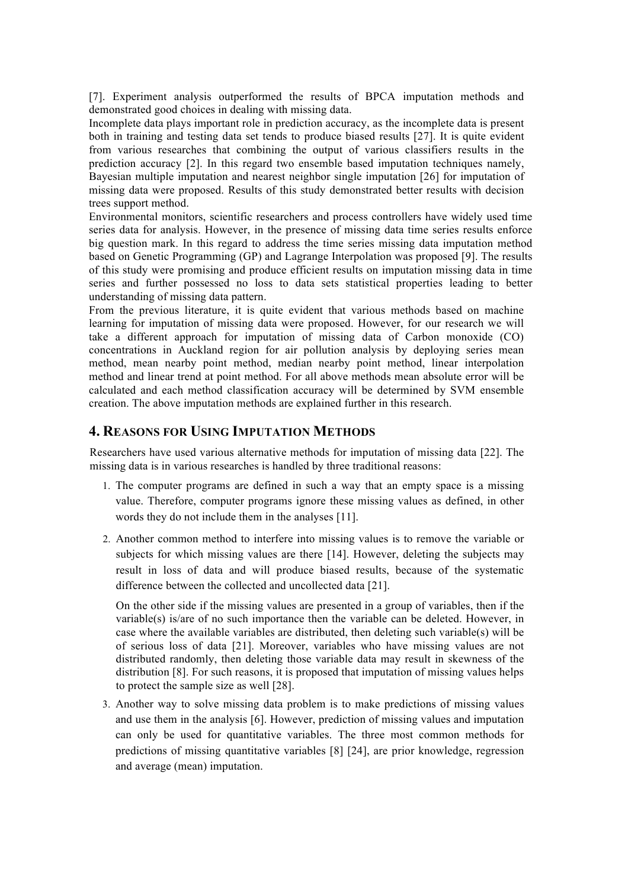[7]. Experiment analysis outperformed the results of BPCA imputation methods and demonstrated good choices in dealing with missing data.

Incomplete data plays important role in prediction accuracy, as the incomplete data is present both in training and testing data set tends to produce biased results [27]. It is quite evident from various researches that combining the output of various classifiers results in the prediction accuracy [2]. In this regard two ensemble based imputation techniques namely, Bayesian multiple imputation and nearest neighbor single imputation [26] for imputation of missing data were proposed. Results of this study demonstrated better results with decision trees support method.

Environmental monitors, scientific researchers and process controllers have widely used time series data for analysis. However, in the presence of missing data time series results enforce big question mark. In this regard to address the time series missing data imputation method based on Genetic Programming (GP) and Lagrange Interpolation was proposed [9]. The results of this study were promising and produce efficient results on imputation missing data in time series and further possessed no loss to data sets statistical properties leading to better understanding of missing data pattern.

From the previous literature, it is quite evident that various methods based on machine learning for imputation of missing data were proposed. However, for our research we will take a different approach for imputation of missing data of Carbon monoxide (CO) concentrations in Auckland region for air pollution analysis by deploying series mean method, mean nearby point method, median nearby point method, linear interpolation method and linear trend at point method. For all above methods mean absolute error will be calculated and each method classification accuracy will be determined by SVM ensemble creation. The above imputation methods are explained further in this research.

## 4. Reasons for Using Imputation Methods

Researchers have used various alternative methods for imputation of missing data [22]. The missing data is in various researches is handled by three traditional reasons:

1. The computer programs are defined in such a way that an empty space is a missing value. Therefore, computer programs ignore these missing values as defined, in other words they do not include them in the analyses [11].

2. Another common method to interfere into missing values is to remove the variable or subjects for which missing values are there [14]. However, deleting the subjects may result in loss of data and will produce biased results, because of the systematic difference between the collected and uncollected data [21].

   On the other side if the missing values are presented in a group of variables, then if the variable(s) is/are of no such importance then the variable can be deleted. However, in case where the available variables are distributed, then deleting such variable(s) will be of serious loss of data [21]. Moreover, variables who have missing values are not distributed randomly, then deleting those variable data may result in skewness of the distribution [8]. For such reasons, it is proposed that imputation of missing values helps to protect the sample size as well [28].

3. Another way to solve missing data problem is to make predictions of missing values and use them in the analysis [6]. However, prediction of missing values and imputation can only be used for quantitative variables. The three most common methods for predictions of missing quantitative variables [8] [24], are prior knowledge, regression and average (mean) imputation.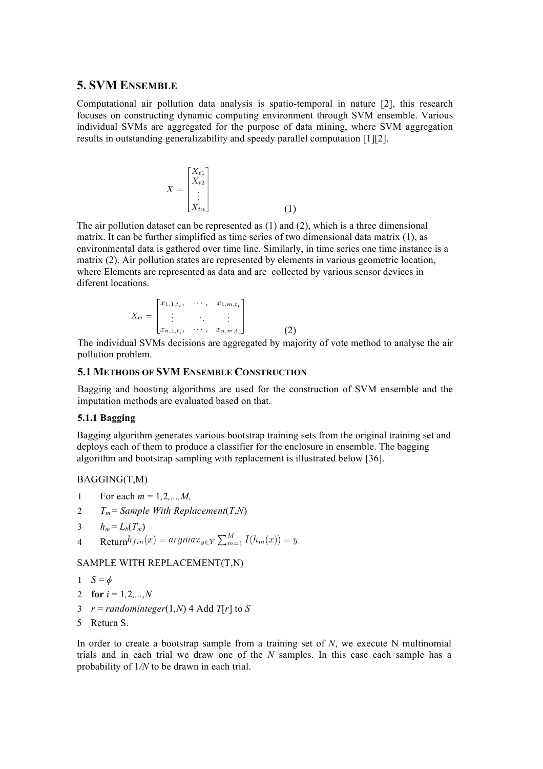## 5. SVM ENSEMBLE

Computational air pollution data analysis is spatio-temporal in nature [2], this research focuses on constructing dynamic computing environment through SVM ensemble. Various individual SVMs are aggregated for the purpose of data mining, where SVM aggregation results in outstanding generalizability and speedy parallel computation [1][2].

$$X = \begin{bmatrix} X_{t1} \\ X_{t2} \\ \vdots \\ X_{tn} \end{bmatrix} \quad (1)$$

The air pollution dataset can be represented as (1) and (2), which is a three dimensional matrix. It can be further simplified as time series of two dimensional data matrix (1), as environmental data is gathered over time line. Similarly, in time series one time instance is a matrix (2). Air pollution states are represented by elements in various geometric location, where Elements are represented as data and are collected by various sensor devices in diferent locations.

$$X_{ti} = \begin{bmatrix} x_{1,1,t_i}, & \cdots, & x_{1,m,t_i} \\ \vdots & \ddots & \vdots \\ x_{n,1,t_i}, & \cdots, & x_{n,m,t_i} \end{bmatrix} \quad (2)$$

The individual SVMs decisions are aggregated by majority of vote method to analyse the air pollution problem.

### 5.1 METHODS OF SVM ENSEMBLE CONSTRUCTION

Bagging and boosting algorithms are used for the construction of SVM ensemble and the imputation methods are evaluated based on that.

#### 5.1.1 Bagging

Bagging algorithm generates various bootstrap training sets from the original training set and deploys each of them to produce a classifier for the enclosure in ensemble. The bagging algorithm and bootstrap sampling with replacement is illustrated below [36].

BAGGING(T,M)

1 For each $m = 1,2,...,M,$
2 $T_m$ = *Sample With Replacement*$(T,N)$
3 $h_m = L_b(T_m)$
4 Return $h_{fin}(x) = argmax_{y \in Y} \sum_{m=1}^{M} I(h_m(x)) = y$

SAMPLE WITH REPLACEMENT(T,N)

1 $S = \phi$
2 **for** $i = 1,2,...,N$
3 $r = randominteger(1,N)$ 4 Add $T[r]$ to $S$
5 Return S.

In order to create a bootstrap sample from a training set of $N$, we execute N multinomial trials and in each trial we draw one of the $N$ samples. In this case each sample has a probability of $1/N$ to be drawn in each trial.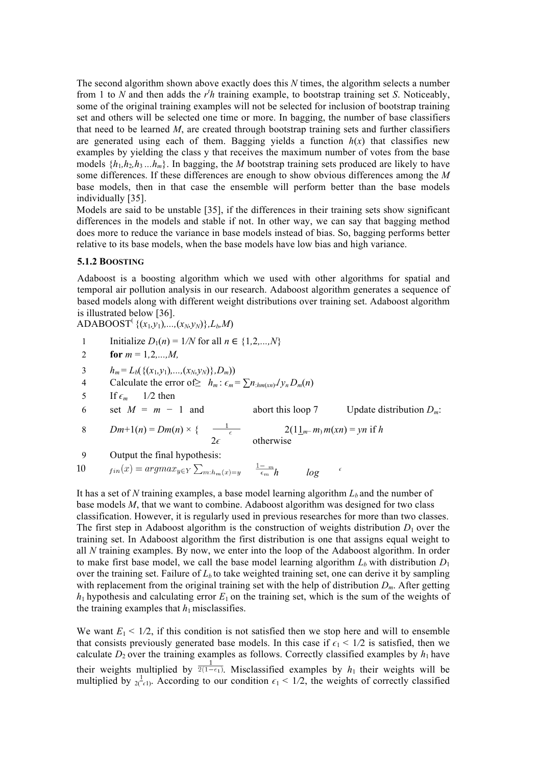The second algorithm shown above exactly does this $N$ times, the algorithm selects a number from 1 to $N$ and then adds the $r^th$ training example, to bootstrap training set $S$. Noticeably, some of the original training examples will not be selected for inclusion of bootstrap training set and others will be selected one time or more. In bagging, the number of base classifiers that need to be learned $M$, are created through bootstrap training sets and further classifiers are generated using each of them. Bagging yields a function $h(x)$ that classifies new examples by yielding the class y that receives the maximum number of votes from the base models $\{h_1, h_2, h_3 ... h_m\}$. In bagging, the $M$ bootstrap training sets produced are likely to have some differences. If these differences are enough to show obvious differences among the $M$ base models, then in that case the ensemble will perform better than the base models individually [35].

Models are said to be unstable [35], if the differences in their training sets show significant differences in the models and stable if not. In other way, we can say that bagging method does more to reduce the variance in base models instead of bias. So, bagging performs better relative to its base models, when the base models have low bias and high variance.

### 5.1.2 BOOSTING

Adaboost is a boosting algorithm which we used with other algorithms for spatial and temporal air pollution analysis in our research. Adaboost algorithm generates a sequence of based models along with different weight distributions over training set. Adaboost algorithm is illustrated below [36].

ADABOOST( $\{(x_1,y_1),...,(x_N,y_N)\}, L_b, M$)

1. Initialize $D_1(n) = 1/N$ for all $n \in \{1,2,...,N\}$
2. **for** $m = 1,2,...,M$,
3. $h_m = L_b(\{(x_1,y_1),...,(x_N,y_N)\}, D_m))$
4. Calculate the error of $h_m$ : $\epsilon_m = \sum_{n:h_m(x_n) \neq y_n} D_m(n)$
5. If $\epsilon_m \geq 1/2$ then
6. set $M = m - 1$ and abort this loop
7. Update distribution $D_m$:
8. $D_{m+1}(n) = D_m(n) \times \begin{cases} \frac{1}{2(1-\epsilon_m)} & \text{if } h_m(x_n) = y_n \\ \frac{1}{2\epsilon_m} & \text{otherwise} \end{cases}$
9. Output the final hypothesis:
10. $h_{fin}(x) = argmax_{y \in Y} \sum_{m:h_m(x)=y} \log \frac{1-\epsilon_m}{\epsilon_m}$

It has a set of $N$ training examples, a base model learning algorithm $L_b$ and the number of base models $M$, that we want to combine. Adaboost algorithm was designed for two class classification. However, it is regularly used in previous researches for more than two classes. The first step in Adaboost algorithm is the construction of weights distribution $D_1$ over the training set. In Adaboost algorithm the first distribution is one that assigns equal weight to all $N$ training examples. By now, we enter into the loop of the Adaboost algorithm. In order to make first base model, we call the base model learning algorithm $L_b$ with distribution $D_1$ over the training set. Failure of $L_b$ to take weighted training set, one can derive it by sampling with replacement from the original training set with the help of distribution $D_m$. After getting $h_1$ hypothesis and calculating error $E_1$ on the training set, which is the sum of the weights of the training examples that $h_1$ misclassifies.

We want $E_1 < 1/2$, if this condition is not satisfied then we stop here and will to ensemble that consists previously generated base models. In this case if $\epsilon_1 < 1/2$ is satisfied, then we calculate $D_2$ over the training examples as follows. Correctly classified examples by $h_1$ have their weights multiplied by $\frac{1}{2(1-\epsilon_1)}$. Misclassified examples by $h_1$ their weights will be multiplied by $\frac{1}{2(\epsilon_1)}$. According to our condition $\epsilon_1 < 1/2$, the weights of correctly classified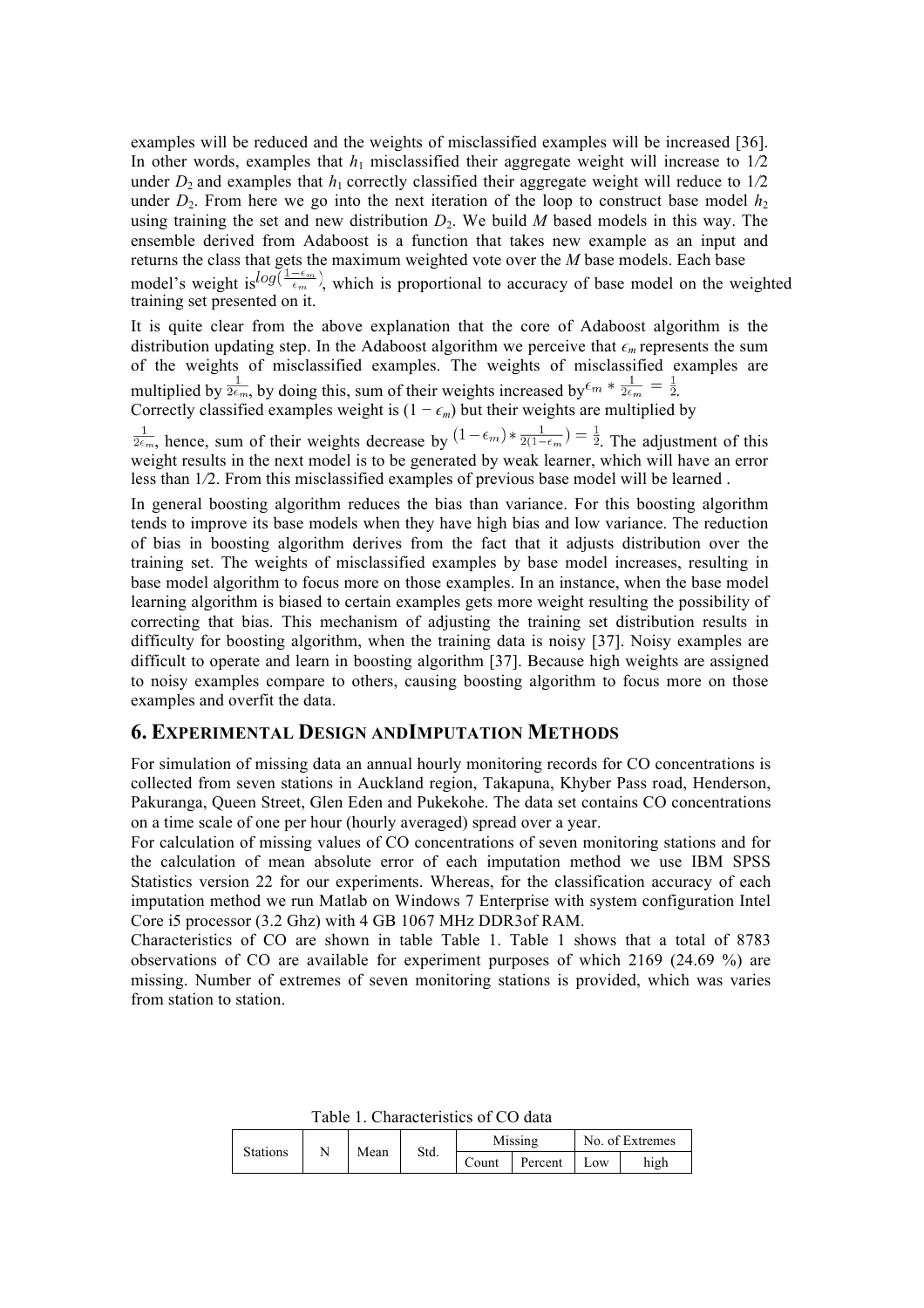examples will be reduced and the weights of misclassified examples will be increased [36]. In other words, examples that $h_1$ misclassified their aggregate weight will increase to 1/2 under $D_2$ and examples that $h_1$ correctly classified their aggregate weight will reduce to 1/2 under $D_2$. From here we go into the next iteration of the loop to construct base model $h_2$ using training the set and new distribution $D_2$. We build $M$ based models in this way. The ensemble derived from Adaboost is a function that takes new example as an input and returns the class that gets the maximum weighted vote over the $M$ base models. Each base model's weight is $log(\frac{1-\epsilon_m}{\epsilon_m})$, which is proportional to accuracy of base model on the weighted training set presented on it.

It is quite clear from the above explanation that the core of Adaboost algorithm is the distribution updating step. In the Adaboost algorithm we perceive that $\epsilon_m$ represents the sum of the weights of misclassified examples. The weights of misclassified examples are multiplied by $\frac{1}{2\epsilon_m}$, by doing this, sum of their weights increased by $\epsilon_m * \frac{1}{2\epsilon_m} = \frac{1}{2}$.
Correctly classified examples weight is $(1 - \epsilon_m)$ but their weights are multiplied by $\frac{1}{2\epsilon_m}$, hence, sum of their weights decrease by $(1-\epsilon_m) * \frac{1}{2(1-\epsilon_m)} = \frac{1}{2}$. The adjustment of this weight results in the next model is to be generated by weak learner, which will have an error less than 1/2. From this misclassified examples of previous base model will be learned .

In general boosting algorithm reduces the bias than variance. For this boosting algorithm tends to improve its base models when they have high bias and low variance. The reduction of bias in boosting algorithm derives from the fact that it adjusts distribution over the training set. The weights of misclassified examples by base model increases, resulting in base model algorithm to focus more on those examples. In an instance, when the base model learning algorithm is biased to certain examples gets more weight resulting the possibility of correcting that bias. This mechanism of adjusting the training set distribution results in difficulty for boosting algorithm, when the training data is noisy [37]. Noisy examples are difficult to operate and learn in boosting algorithm [37]. Because high weights are assigned to noisy examples compare to others, causing boosting algorithm to focus more on those examples and overfit the data.

## 6. EXPERIMENTAL DESIGN ANDIMPUTATION METHODS

For simulation of missing data an annual hourly monitoring records for CO concentrations is collected from seven stations in Auckland region, Takapuna, Khyber Pass road, Henderson, Pakuranga, Queen Street, Glen Eden and Pukekohe. The data set contains CO concentrations on a time scale of one per hour (hourly averaged) spread over a year.
For calculation of missing values of CO concentrations of seven monitoring stations and for the calculation of mean absolute error of each imputation method we use IBM SPSS Statistics version 22 for our experiments. Whereas, for the classification accuracy of each imputation method we run Matlab on Windows 7 Enterprise with system configuration Intel Core i5 processor (3.2 Ghz) with 4 GB 1067 MHz DDR3of RAM.
Characteristics of CO are shown in table Table 1. Table 1 shows that a total of 8783 observations of CO are available for experiment purposes of which 2169 (24.69 %) are missing. Number of extremes of seven monitoring stations is provided, which was varies from station to station.

Table 1. Characteristics of CO data

| Stations | N | Mean | Std. | Missing | | No. of Extremes | |
|---|---|---|---|---|---|---|---|
| | | | | Count | Percent | Low | high |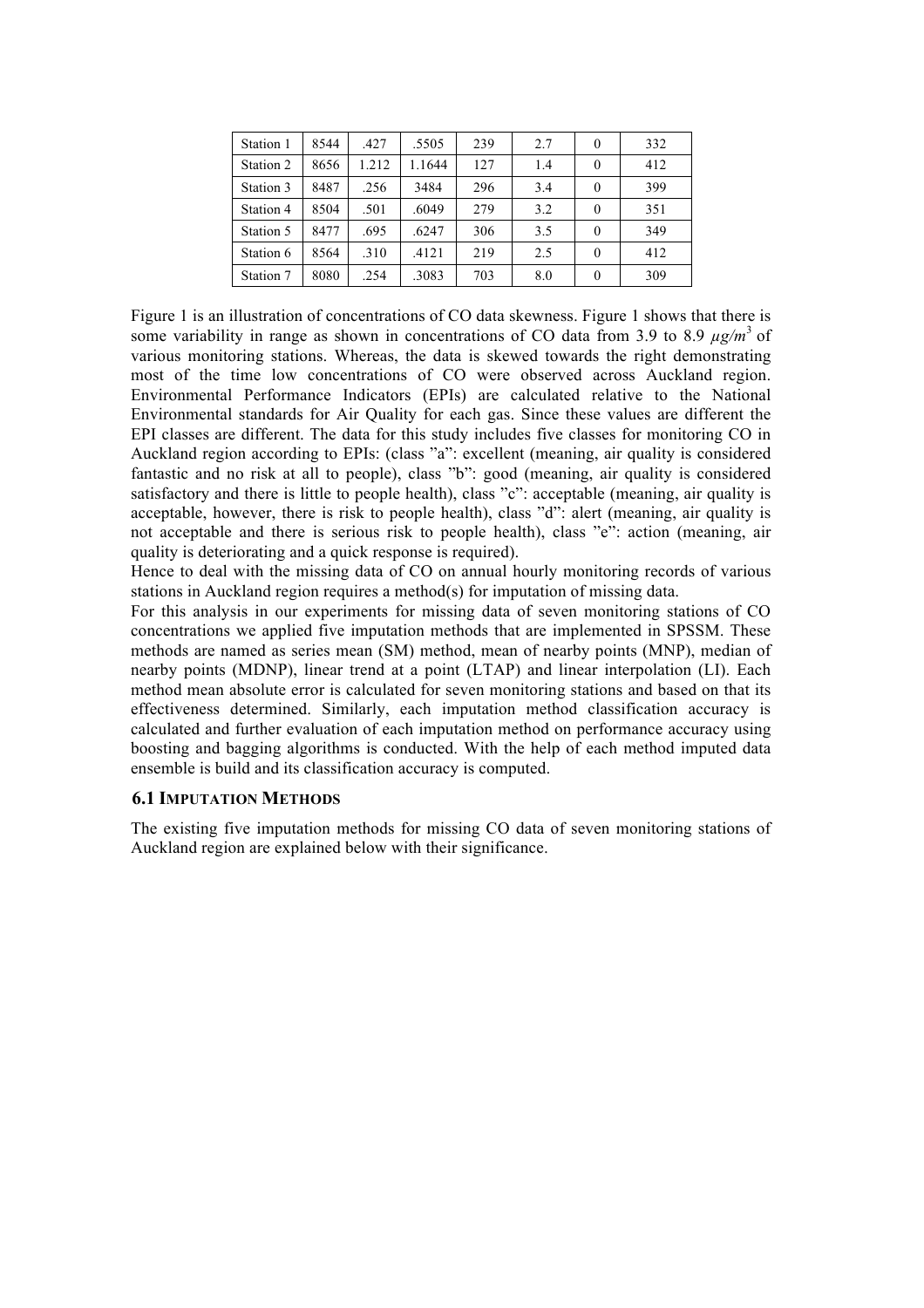| | | | | | | | |
|---|---|---|---|---|---|---|---|
| Station 1 | 8544 | .427 | .5505 | 239 | 2.7 | 0 | 332 |
| Station 2 | 8656 | 1.212 | 1.1644 | 127 | 1.4 | 0 | 412 |
| Station 3 | 8487 | .256 | 3484 | 296 | 3.4 | 0 | 399 |
| Station 4 | 8504 | .501 | .6049 | 279 | 3.2 | 0 | 351 |
| Station 5 | 8477 | .695 | .6247 | 306 | 3.5 | 0 | 349 |
| Station 6 | 8564 | .310 | .4121 | 219 | 2.5 | 0 | 412 |
| Station 7 | 8080 | .254 | .3083 | 703 | 8.0 | 0 | 309 |

Figure 1 is an illustration of concentrations of CO data skewness. Figure 1 shows that there is some variability in range as shown in concentrations of CO data from 3.9 to 8.9 $\mu g/m^3$ of various monitoring stations. Whereas, the data is skewed towards the right demonstrating most of the time low concentrations of CO were observed across Auckland region. Environmental Performance Indicators (EPIs) are calculated relative to the National Environmental standards for Air Quality for each gas. Since these values are different the EPI classes are different. The data for this study includes five classes for monitoring CO in Auckland region according to EPIs: (class "a": excellent (meaning, air quality is considered fantastic and no risk at all to people), class "b": good (meaning, air quality is considered satisfactory and there is little to people health), class "c": acceptable (meaning, air quality is acceptable, however, there is risk to people health), class "d": alert (meaning, air quality is not acceptable and there is serious risk to people health), class "e": action (meaning, air quality is deteriorating and a quick response is required).

Hence to deal with the missing data of CO on annual hourly monitoring records of various stations in Auckland region requires a method(s) for imputation of missing data.

For this analysis in our experiments for missing data of seven monitoring stations of CO concentrations we applied five imputation methods that are implemented in SPSSM. These methods are named as series mean (SM) method, mean of nearby points (MNP), median of nearby points (MDNP), linear trend at a point (LTAP) and linear interpolation (LI). Each method mean absolute error is calculated for seven monitoring stations and based on that its effectiveness determined. Similarly, each imputation method classification accuracy is calculated and further evaluation of each imputation method on performance accuracy using boosting and bagging algorithms is conducted. With the help of each method imputed data ensemble is build and its classification accuracy is computed.

### 6.1 Imputation Methods

The existing five imputation methods for missing CO data of seven monitoring stations of Auckland region are explained below with their significance.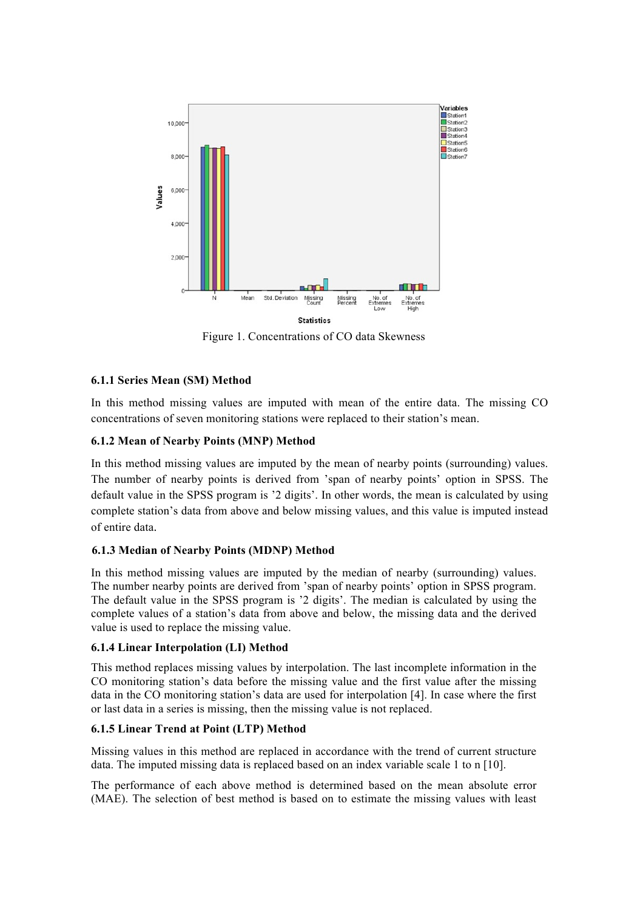Figure 1. Concentrations of CO data Skewness

### 6.1.1 Series Mean (SM) Method

In this method missing values are imputed with mean of the entire data. The missing CO concentrations of seven monitoring stations were replaced to their station's mean.

### 6.1.2 Mean of Nearby Points (MNP) Method

In this method missing values are imputed by the mean of nearby points (surrounding) values. The number of nearby points is derived from 'span of nearby points' option in SPSS. The default value in the SPSS program is '2 digits'. In other words, the mean is calculated by using complete station's data from above and below missing values, and this value is imputed instead of entire data.

### 6.1.3 Median of Nearby Points (MDNP) Method

In this method missing values are imputed by the median of nearby (surrounding) values. The number nearby points are derived from 'span of nearby points' option in SPSS program. The default value in the SPSS program is '2 digits'. The median is calculated by using the complete values of a station's data from above and below, the missing data and the derived value is used to replace the missing value.

### 6.1.4 Linear Interpolation (LI) Method

This method replaces missing values by interpolation. The last incomplete information in the CO monitoring station's data before the missing value and the first value after the missing data in the CO monitoring station's data are used for interpolation [4]. In case where the first or last data in a series is missing, then the missing value is not replaced.

### 6.1.5 Linear Trend at Point (LTP) Method

Missing values in this method are replaced in accordance with the trend of current structure data. The imputed missing data is replaced based on an index variable scale 1 to n [10].

The performance of each above method is determined based on the mean absolute error (MAE). The selection of best method is based on to estimate the missing values with least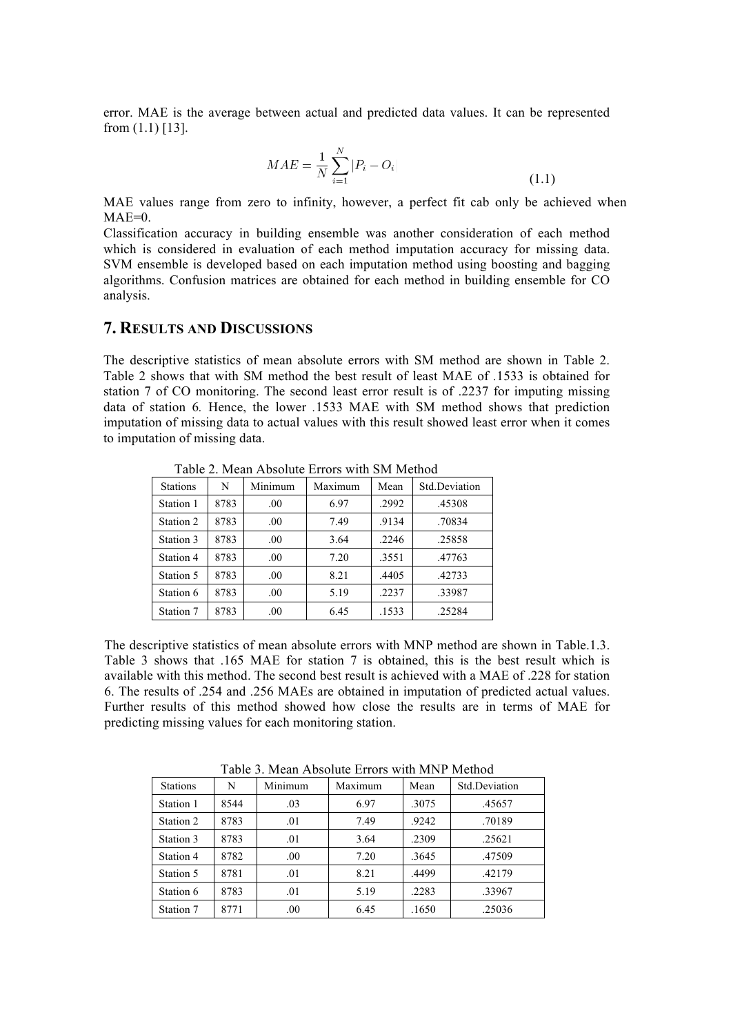error. MAE is the average between actual and predicted data values. It can be represented from (1.1) [13].

$$MAE = \frac{1}{N}\sum_{i=1}^{N}|P_i - O_i| \tag{1.1}$$

MAE values range from zero to infinity, however, a perfect fit cab only be achieved when MAE=0.

Classification accuracy in building ensemble was another consideration of each method which is considered in evaluation of each method imputation accuracy for missing data. SVM ensemble is developed based on each imputation method using boosting and bagging algorithms. Confusion matrices are obtained for each method in building ensemble for CO analysis.

## 7. Results and Discussions

The descriptive statistics of mean absolute errors with SM method are shown in Table 2. Table 2 shows that with SM method the best result of least MAE of .1533 is obtained for station 7 of CO monitoring. The second least error result is of .2237 for imputing missing data of station 6. Hence, the lower .1533 MAE with SM method shows that prediction imputation of missing data to actual values with this result showed least error when it comes to imputation of missing data.

Table 2. Mean Absolute Errors with SM Method

| Stations | N | Minimum | Maximum | Mean | Std.Deviation |
|---|---|---|---|---|---|
| Station 1 | 8783 | .00 | 6.97 | .2992 | .45308 |
| Station 2 | 8783 | .00 | 7.49 | .9134 | .70834 |
| Station 3 | 8783 | .00 | 3.64 | .2246 | .25858 |
| Station 4 | 8783 | .00 | 7.20 | .3551 | .47763 |
| Station 5 | 8783 | .00 | 8.21 | .4405 | .42733 |
| Station 6 | 8783 | .00 | 5.19 | .2237 | .33987 |
| Station 7 | 8783 | .00 | 6.45 | .1533 | .25284 |

The descriptive statistics of mean absolute errors with MNP method are shown in Table.1.3. Table 3 shows that .165 MAE for station 7 is obtained, this is the best result which is available with this method. The second best result is achieved with a MAE of .228 for station 6. The results of .254 and .256 MAEs are obtained in imputation of predicted actual values. Further results of this method showed how close the results are in terms of MAE for predicting missing values for each monitoring station.

Table 3. Mean Absolute Errors with MNP Method

| Stations | N | Minimum | Maximum | Mean | Std.Deviation |
|---|---|---|---|---|---|
| Station 1 | 8544 | .03 | 6.97 | .3075 | .45657 |
| Station 2 | 8783 | .01 | 7.49 | .9242 | .70189 |
| Station 3 | 8783 | .01 | 3.64 | .2309 | .25621 |
| Station 4 | 8782 | .00 | 7.20 | .3645 | .47509 |
| Station 5 | 8781 | .01 | 8.21 | .4499 | .42179 |
| Station 6 | 8783 | .01 | 5.19 | .2283 | .33967 |
| Station 7 | 8771 | .00 | 6.45 | .1650 | .25036 |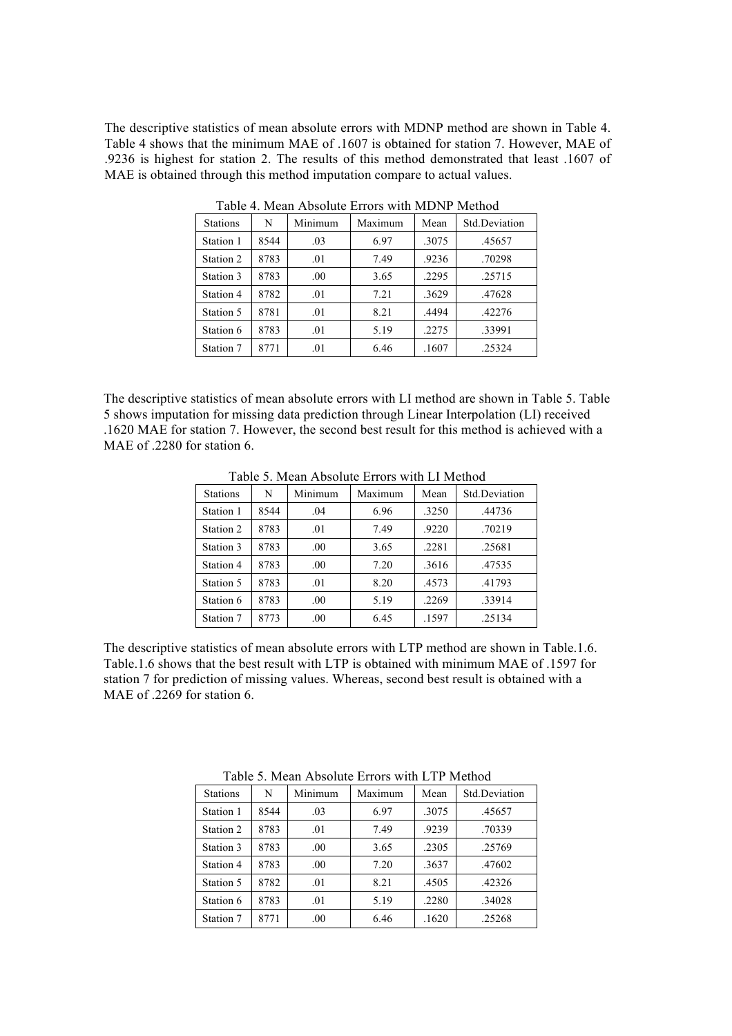The descriptive statistics of mean absolute errors with MDNP method are shown in Table 4. Table 4 shows that the minimum MAE of .1607 is obtained for station 7. However, MAE of .9236 is highest for station 2. The results of this method demonstrated that least .1607 of MAE is obtained through this method imputation compare to actual values.

Table 4. Mean Absolute Errors with MDNP Method

| Stations | N | Minimum | Maximum | Mean | Std.Deviation |
|---|---|---|---|---|---|
| Station 1 | 8544 | .03 | 6.97 | .3075 | .45657 |
| Station 2 | 8783 | .01 | 7.49 | .9236 | .70298 |
| Station 3 | 8783 | .00 | 3.65 | .2295 | .25715 |
| Station 4 | 8782 | .01 | 7.21 | .3629 | .47628 |
| Station 5 | 8781 | .01 | 8.21 | .4494 | .42276 |
| Station 6 | 8783 | .01 | 5.19 | .2275 | .33991 |
| Station 7 | 8771 | .01 | 6.46 | .1607 | .25324 |

The descriptive statistics of mean absolute errors with LI method are shown in Table 5. Table 5 shows imputation for missing data prediction through Linear Interpolation (LI) received .1620 MAE for station 7. However, the second best result for this method is achieved with a MAE of .2280 for station 6.

Table 5. Mean Absolute Errors with LI Method

| Stations | N | Minimum | Maximum | Mean | Std.Deviation |
|---|---|---|---|---|---|
| Station 1 | 8544 | .04 | 6.96 | .3250 | .44736 |
| Station 2 | 8783 | .01 | 7.49 | .9220 | .70219 |
| Station 3 | 8783 | .00 | 3.65 | .2281 | .25681 |
| Station 4 | 8783 | .00 | 7.20 | .3616 | .47535 |
| Station 5 | 8783 | .01 | 8.20 | .4573 | .41793 |
| Station 6 | 8783 | .00 | 5.19 | .2269 | .33914 |
| Station 7 | 8773 | .00 | 6.45 | .1597 | .25134 |

The descriptive statistics of mean absolute errors with LTP method are shown in Table.1.6. Table.1.6 shows that the best result with LTP is obtained with minimum MAE of .1597 for station 7 for prediction of missing values. Whereas, second best result is obtained with a MAE of .2269 for station 6.

Table 5. Mean Absolute Errors with LTP Method

| Stations | N | Minimum | Maximum | Mean | Std.Deviation |
|---|---|---|---|---|---|
| Station 1 | 8544 | .03 | 6.97 | .3075 | .45657 |
| Station 2 | 8783 | .01 | 7.49 | .9239 | .70339 |
| Station 3 | 8783 | .00 | 3.65 | .2305 | .25769 |
| Station 4 | 8783 | .00 | 7.20 | .3637 | .47602 |
| Station 5 | 8782 | .01 | 8.21 | .4505 | .42326 |
| Station 6 | 8783 | .01 | 5.19 | .2280 | .34028 |
| Station 7 | 8771 | .00 | 6.46 | .1620 | .25268 |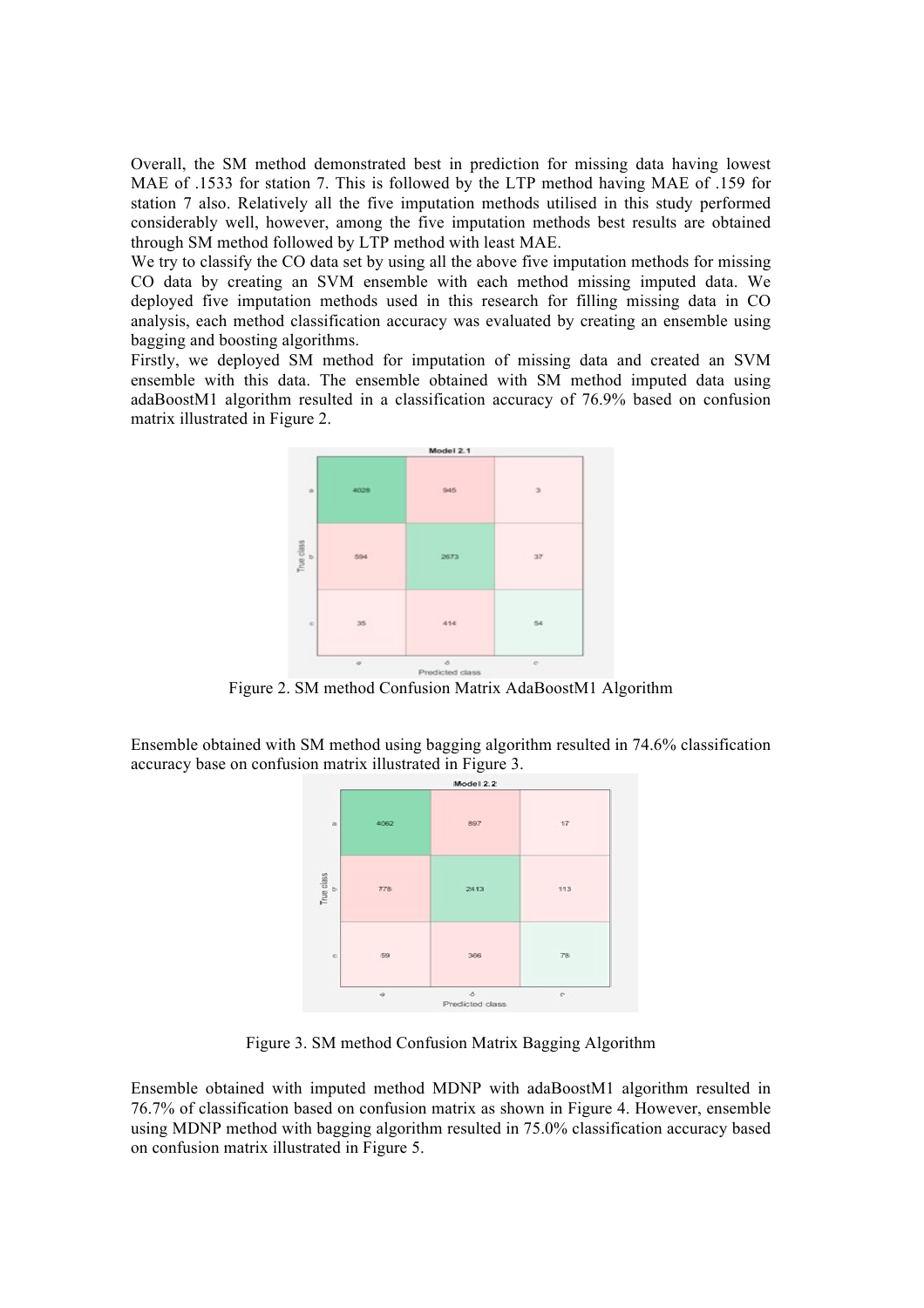Overall, the SM method demonstrated best in prediction for missing data having lowest MAE of .1533 for station 7. This is followed by the LTP method having MAE of .159 for station 7 also. Relatively all the five imputation methods utilised in this study performed considerably well, however, among the five imputation methods best results are obtained through SM method followed by LTP method with least MAE.

We try to classify the CO data set by using all the above five imputation methods for missing CO data by creating an SVM ensemble with each method missing imputed data. We deployed five imputation methods used in this research for filling missing data in CO analysis, each method classification accuracy was evaluated by creating an ensemble using bagging and boosting algorithms.

Firstly, we deployed SM method for imputation of missing data and created an SVM ensemble with this data. The ensemble obtained with SM method imputed data using adaBoostM1 algorithm resulted in a classification accuracy of 76.9% based on confusion matrix illustrated in Figure 2.

Figure 2. SM method Confusion Matrix AdaBoostM1 Algorithm

Ensemble obtained with SM method using bagging algorithm resulted in 74.6% classification accuracy base on confusion matrix illustrated in Figure 3.

Figure 3. SM method Confusion Matrix Bagging Algorithm

Ensemble obtained with imputed method MDNP with adaBoostM1 algorithm resulted in 76.7% of classification based on confusion matrix as shown in Figure 4. However, ensemble using MDNP method with bagging algorithm resulted in 75.0% classification accuracy based on confusion matrix illustrated in Figure 5.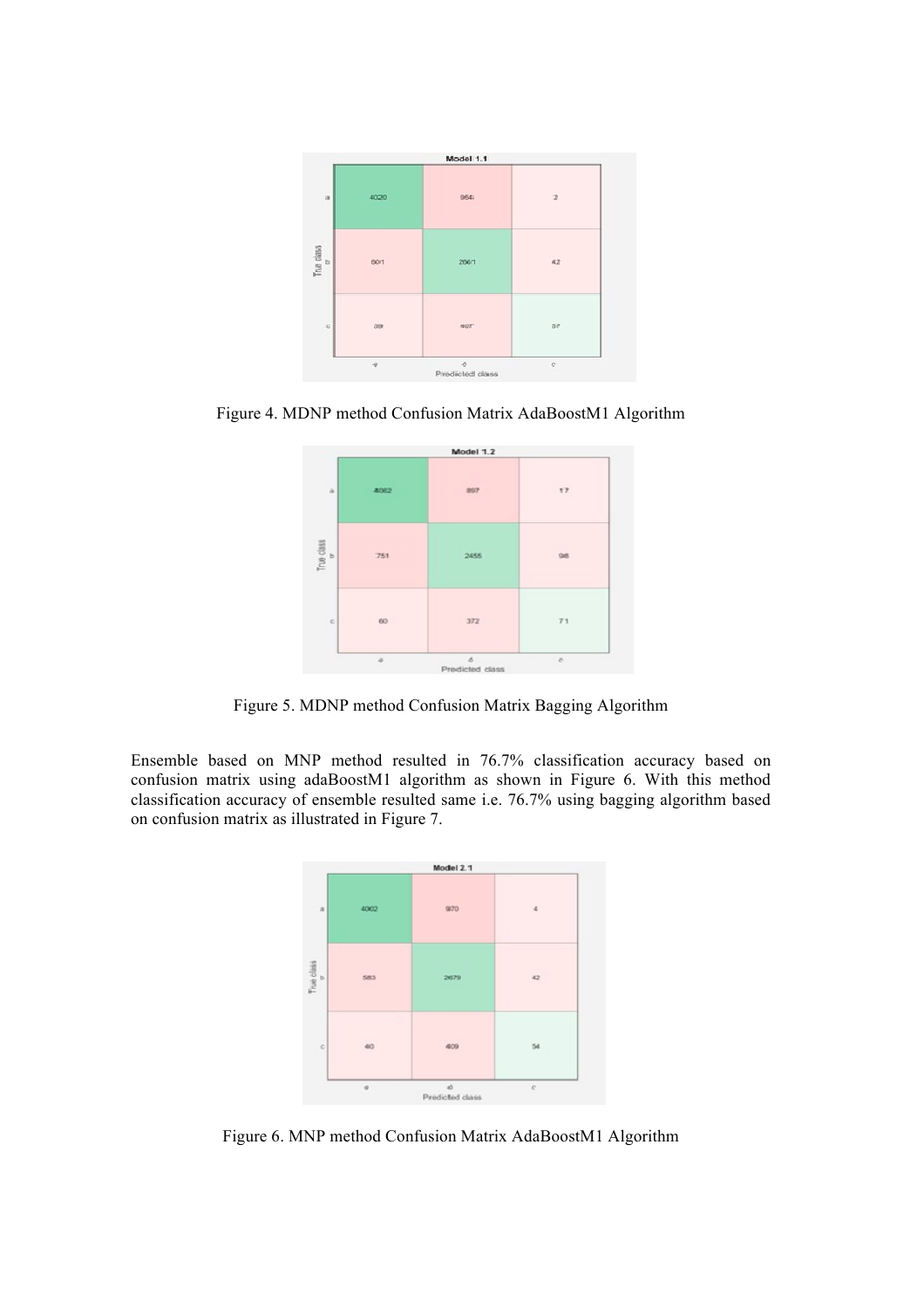Figure 4. MDNP method Confusion Matrix AdaBoostM1 Algorithm

Figure 5. MDNP method Confusion Matrix Bagging Algorithm

Ensemble based on MNP method resulted in 76.7% classification accuracy based on confusion matrix using adaBoostM1 algorithm as shown in Figure 6. With this method classification accuracy of ensemble resulted same i.e. 76.7% using bagging algorithm based on confusion matrix as illustrated in Figure 7.

Figure 6. MNP method Confusion Matrix AdaBoostM1 Algorithm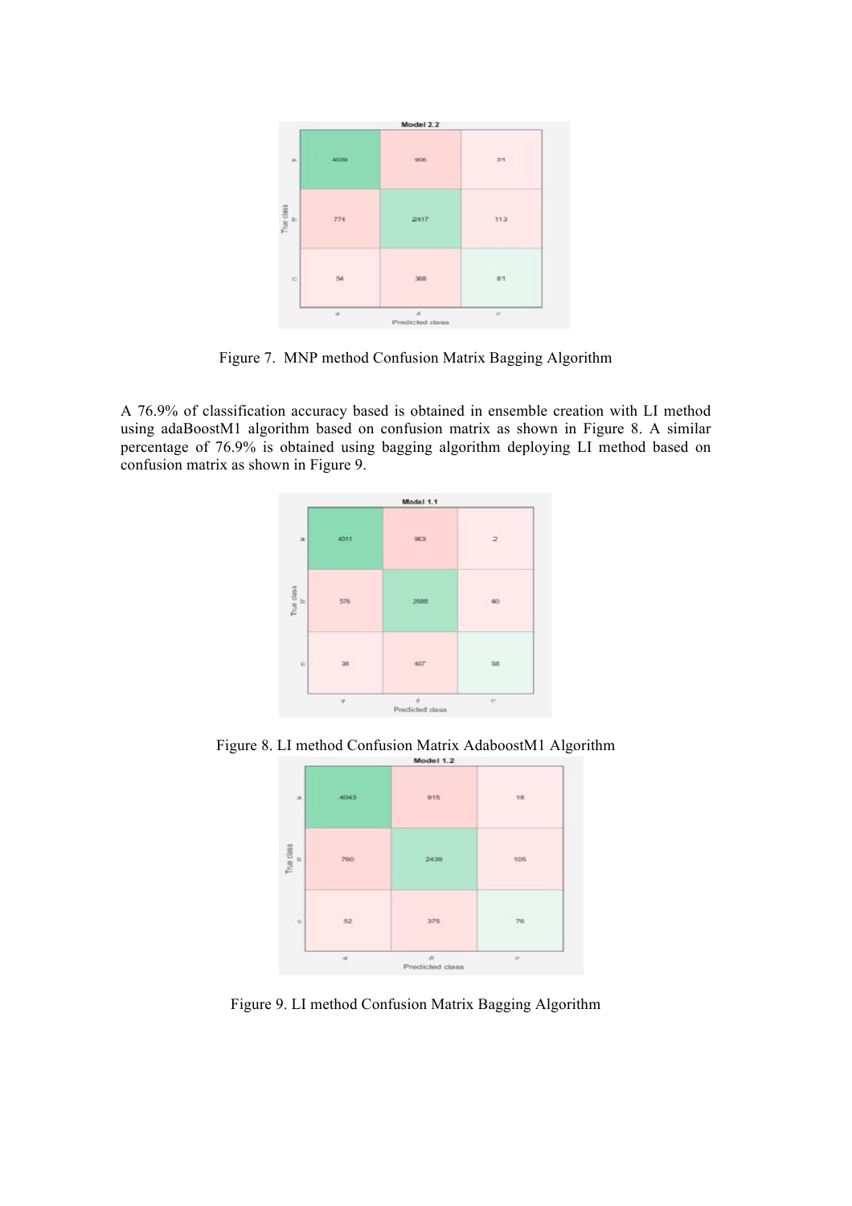Figure 7. MNP method Confusion Matrix Bagging Algorithm

A 76.9% of classification accuracy based is obtained in ensemble creation with LI method using adaBoostM1 algorithm based on confusion matrix as shown in Figure 8. A similar percentage of 76.9% is obtained using bagging algorithm deploying LI method based on confusion matrix as shown in Figure 9.

Figure 8. LI method Confusion Matrix AdaboostM1 Algorithm

Figure 9. LI method Confusion Matrix Bagging Algorithm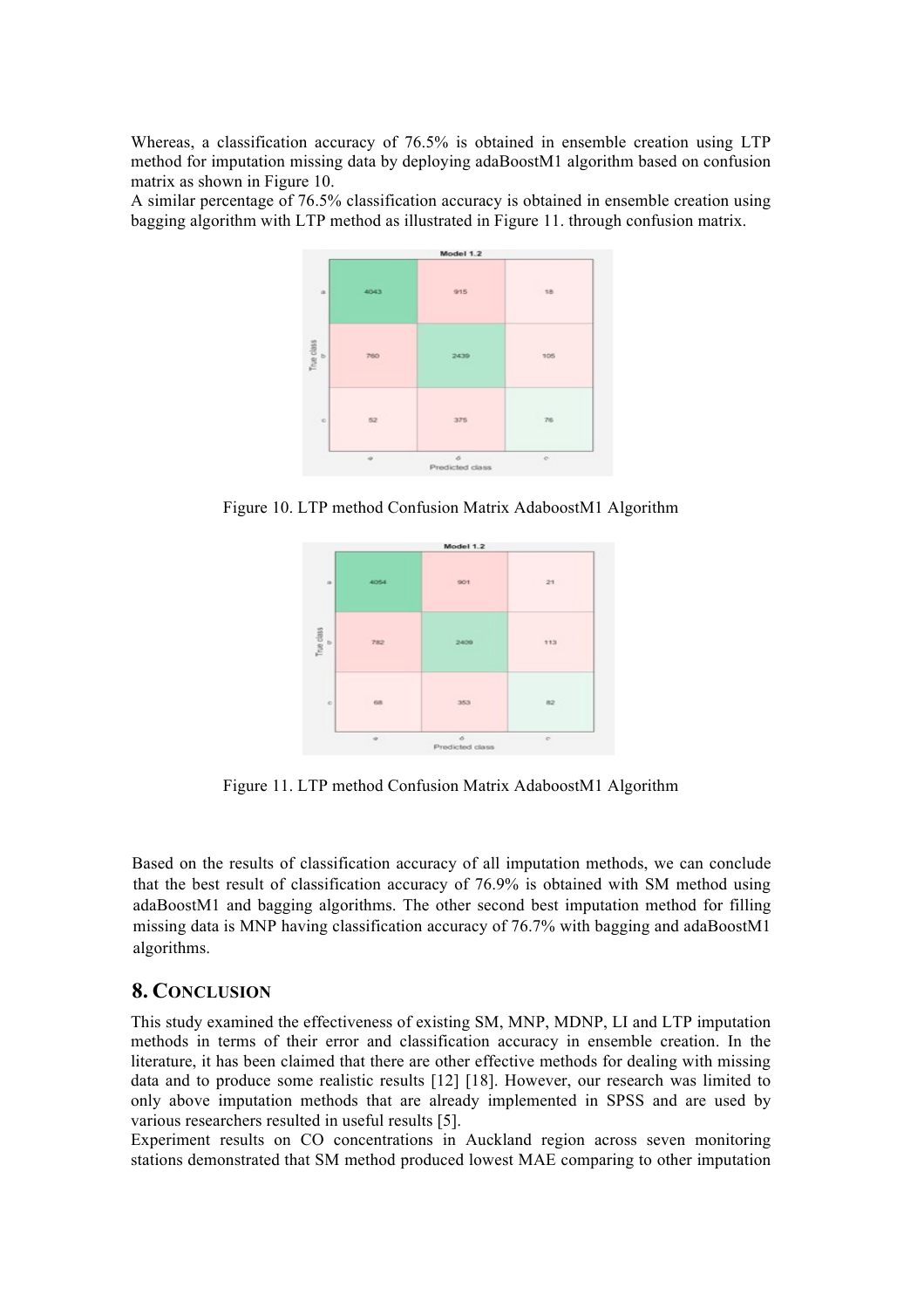Whereas, a classification accuracy of 76.5% is obtained in ensemble creation using LTP method for imputation missing data by deploying adaBoostM1 algorithm based on confusion matrix as shown in Figure 10.
A similar percentage of 76.5% classification accuracy is obtained in ensemble creation using bagging algorithm with LTP method as illustrated in Figure 11. through confusion matrix.

**Model 1.2**

| True class \ Predicted class | a | b | c |
|---|---|---|---|
| a | 4043 | 915 | 18 |
| b | 760 | 2439 | 105 |
| c | 52 | 375 | 76 |

Figure 10. LTP method Confusion Matrix AdaboostM1 Algorithm

**Model 1.2**

| True class \ Predicted class | a | b | c |
|---|---|---|---|
| a | 4054 | 901 | 21 |
| b | 782 | 2409 | 113 |
| c | 68 | 353 | 82 |

Figure 11. LTP method Confusion Matrix AdaboostM1 Algorithm

Based on the results of classification accuracy of all imputation methods, we can conclude that the best result of classification accuracy of 76.9% is obtained with SM method using adaBoostM1 and bagging algorithms. The other second best imputation method for filling missing data is MNP having classification accuracy of 76.7% with bagging and adaBoostM1 algorithms.

## 8. CONCLUSION

This study examined the effectiveness of existing SM, MNP, MDNP, LI and LTP imputation methods in terms of their error and classification accuracy in ensemble creation. In the literature, it has been claimed that there are other effective methods for dealing with missing data and to produce some realistic results [12] [18]. However, our research was limited to only above imputation methods that are already implemented in SPSS and are used by various researchers resulted in useful results [5].
Experiment results on CO concentrations in Auckland region across seven monitoring stations demonstrated that SM method produced lowest MAE comparing to other imputation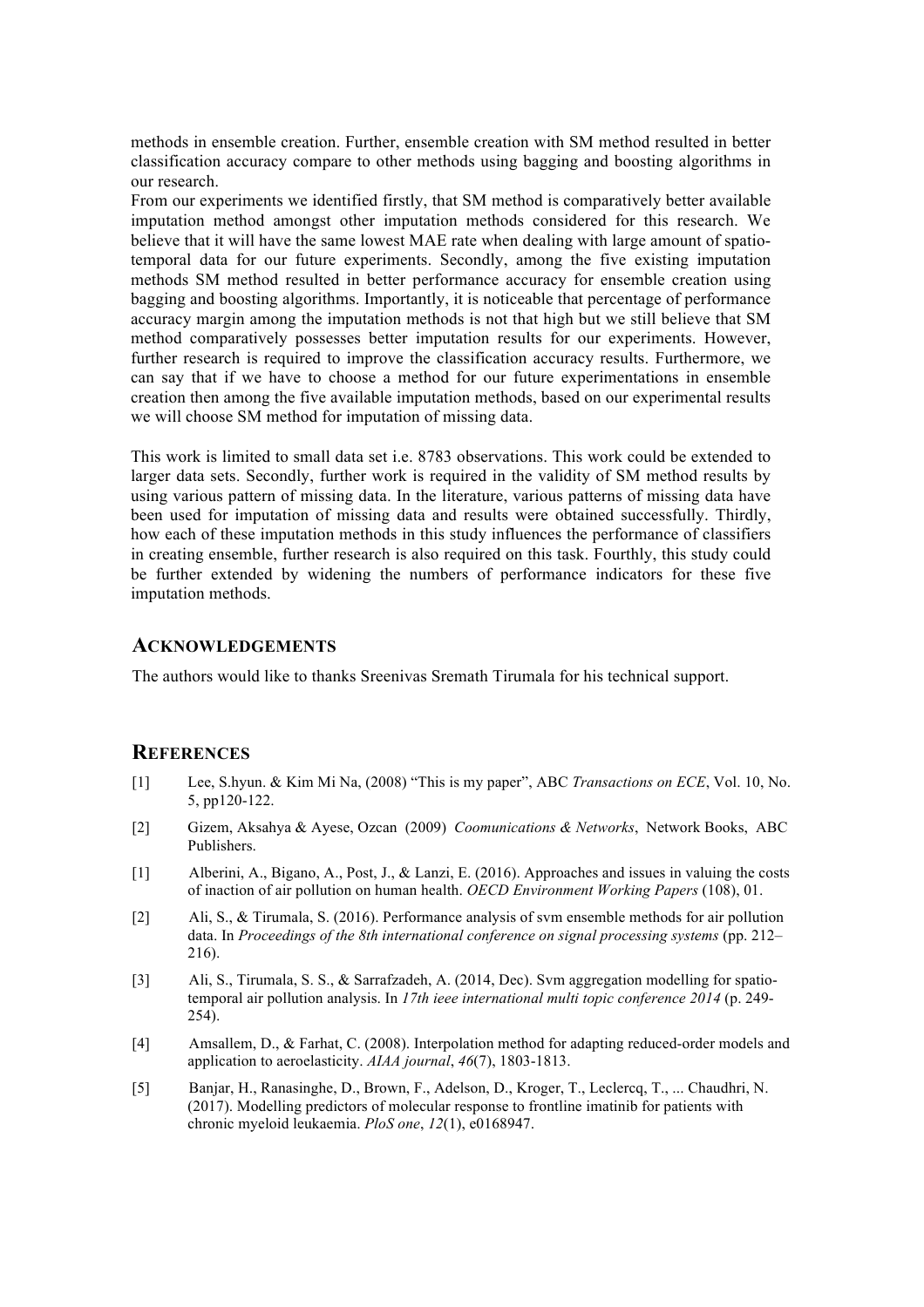methods in ensemble creation. Further, ensemble creation with SM method resulted in better classification accuracy compare to other methods using bagging and boosting algorithms in our research.
From our experiments we identified firstly, that SM method is comparatively better available imputation method amongst other imputation methods considered for this research. We believe that it will have the same lowest MAE rate when dealing with large amount of spatio-temporal data for our future experiments. Secondly, among the five existing imputation methods SM method resulted in better performance accuracy for ensemble creation using bagging and boosting algorithms. Importantly, it is noticeable that percentage of performance accuracy margin among the imputation methods is not that high but we still believe that SM method comparatively possesses better imputation results for our experiments. However, further research is required to improve the classification accuracy results. Furthermore, we can say that if we have to choose a method for our future experimentations in ensemble creation then among the five available imputation methods, based on our experimental results we will choose SM method for imputation of missing data.

This work is limited to small data set i.e. 8783 observations. This work could be extended to larger data sets. Secondly, further work is required in the validity of SM method results by using various pattern of missing data. In the literature, various patterns of missing data have been used for imputation of missing data and results were obtained successfully. Thirdly, how each of these imputation methods in this study influences the performance of classifiers in creating ensemble, further research is also required on this task. Fourthly, this study could be further extended by widening the numbers of performance indicators for these five imputation methods.

## ACKNOWLEDGEMENTS

The authors would like to thanks Sreenivas Sremath Tirumala for his technical support.

## REFERENCES

[1] Lee, S.hyun. & Kim Mi Na, (2008) "This is my paper", ABC *Transactions on ECE*, Vol. 10, No. 5, pp120-122.

[2] Gizem, Aksahya & Ayese, Ozcan (2009) *Coomunications & Networks*, Network Books, ABC Publishers.

[1] Alberini, A., Bigano, A., Post, J., & Lanzi, E. (2016). Approaches and issues in valuing the costs of inaction of air pollution on human health. *OECD Environment Working Papers* (108), 01.

[2] Ali, S., & Tirumala, S. (2016). Performance analysis of svm ensemble methods for air pollution data. In *Proceedings of the 8th international conference on signal processing systems* (pp. 212–216).

[3] Ali, S., Tirumala, S. S., & Sarrafzadeh, A. (2014, Dec). Svm aggregation modelling for spatio-temporal air pollution analysis. In *17th ieee international multi topic conference 2014* (p. 249-254).

[4] Amsallem, D., & Farhat, C. (2008). Interpolation method for adapting reduced-order models and application to aeroelasticity. *AIAA journal*, *46*(7), 1803-1813.

[5] Banjar, H., Ranasinghe, D., Brown, F., Adelson, D., Kroger, T., Leclercq, T., ... Chaudhri, N. (2017). Modelling predictors of molecular response to frontline imatinib for patients with chronic myeloid leukaemia. *PloS one*, *12*(1), e0168947.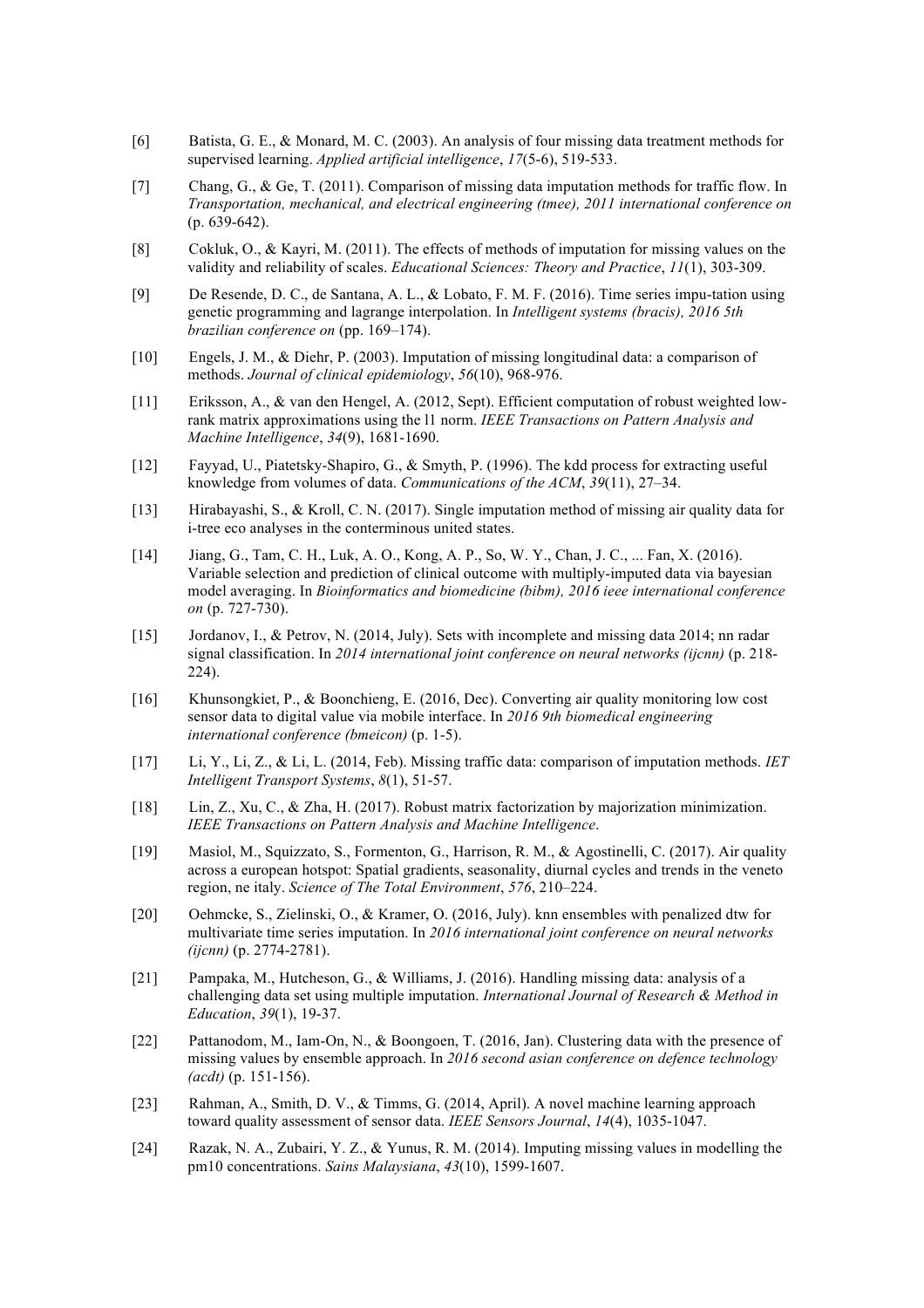[6] Batista, G. E., & Monard, M. C. (2003). An analysis of four missing data treatment methods for supervised learning. *Applied artificial intelligence*, *17*(5-6), 519-533.

[7] Chang, G., & Ge, T. (2011). Comparison of missing data imputation methods for traffic flow. In *Transportation, mechanical, and electrical engineering (tmee), 2011 international conference on* (p. 639-642).

[8] Cokluk, O., & Kayri, M. (2011). The effects of methods of imputation for missing values on the validity and reliability of scales. *Educational Sciences: Theory and Practice*, *11*(1), 303-309.

[9] De Resende, D. C., de Santana, A. L., & Lobato, F. M. F. (2016). Time series impu-tation using genetic programming and lagrange interpolation. In *Intelligent systems (bracis), 2016 5th brazilian conference on* (pp. 169–174).

[10] Engels, J. M., & Diehr, P. (2003). Imputation of missing longitudinal data: a comparison of methods. *Journal of clinical epidemiology*, *56*(10), 968-976.

[11] Eriksson, A., & van den Hengel, A. (2012, Sept). Efficient computation of robust weighted low-rank matrix approximations using the l1 norm. *IEEE Transactions on Pattern Analysis and Machine Intelligence*, *34*(9), 1681-1690.

[12] Fayyad, U., Piatetsky-Shapiro, G., & Smyth, P. (1996). The kdd process for extracting useful knowledge from volumes of data. *Communications of the ACM*, *39*(11), 27–34.

[13] Hirabayashi, S., & Kroll, C. N. (2017). Single imputation method of missing air quality data for i-tree eco analyses in the conterminous united states.

[14] Jiang, G., Tam, C. H., Luk, A. O., Kong, A. P., So, W. Y., Chan, J. C., ... Fan, X. (2016). Variable selection and prediction of clinical outcome with multiply-imputed data via bayesian model averaging. In *Bioinformatics and biomedicine (bibm), 2016 ieee international conference on* (p. 727-730).

[15] Jordanov, I., & Petrov, N. (2014, July). Sets with incomplete and missing data 2014; nn radar signal classification. In *2014 international joint conference on neural networks (ijcnn)* (p. 218-224).

[16] Khunsongkiet, P., & Boonchieng, E. (2016, Dec). Converting air quality monitoring low cost sensor data to digital value via mobile interface. In *2016 9th biomedical engineering international conference (bmeicon)* (p. 1-5).

[17] Li, Y., Li, Z., & Li, L. (2014, Feb). Missing traffic data: comparison of imputation methods. *IET Intelligent Transport Systems*, *8*(1), 51-57.

[18] Lin, Z., Xu, C., & Zha, H. (2017). Robust matrix factorization by majorization minimization. *IEEE Transactions on Pattern Analysis and Machine Intelligence*.

[19] Masiol, M., Squizzato, S., Formenton, G., Harrison, R. M., & Agostinelli, C. (2017). Air quality across a european hotspot: Spatial gradients, seasonality, diurnal cycles and trends in the veneto region, ne italy. *Science of The Total Environment*, *576*, 210–224.

[20] Oehmcke, S., Zielinski, O., & Kramer, O. (2016, July). knn ensembles with penalized dtw for multivariate time series imputation. In *2016 international joint conference on neural networks (ijcnn)* (p. 2774-2781).

[21] Pampaka, M., Hutcheson, G., & Williams, J. (2016). Handling missing data: analysis of a challenging data set using multiple imputation. *International Journal of Research & Method in Education*, *39*(1), 19-37.

[22] Pattanodom, M., Iam-On, N., & Boongoen, T. (2016, Jan). Clustering data with the presence of missing values by ensemble approach. In *2016 second asian conference on defence technology (acdt)* (p. 151-156).

[23] Rahman, A., Smith, D. V., & Timms, G. (2014, April). A novel machine learning approach toward quality assessment of sensor data. *IEEE Sensors Journal*, *14*(4), 1035-1047.

[24] Razak, N. A., Zubairi, Y. Z., & Yunus, R. M. (2014). Imputing missing values in modelling the pm10 concentrations. *Sains Malaysiana*, *43*(10), 1599-1607.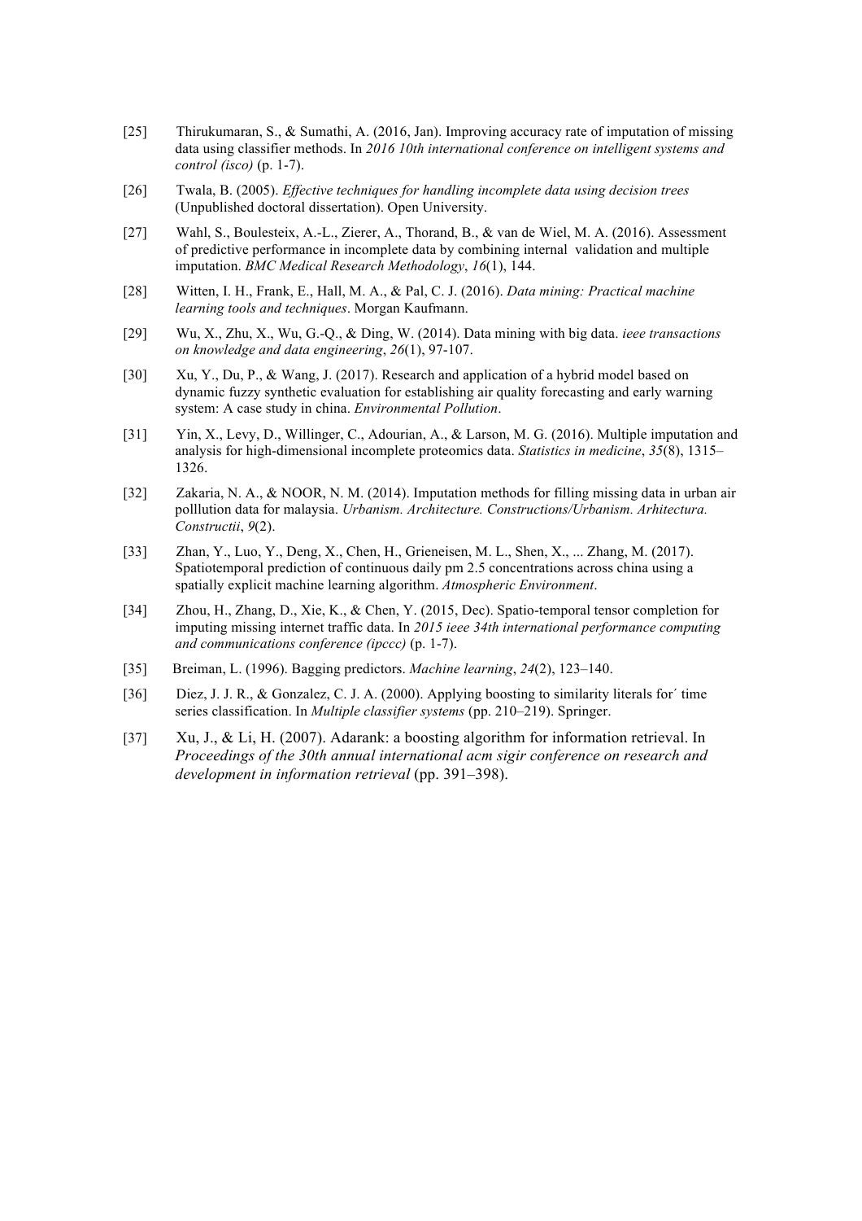[25] Thirukumaran, S., & Sumathi, A. (2016, Jan). Improving accuracy rate of imputation of missing data using classifier methods. In *2016 10th international conference on intelligent systems and control (isco)* (p. 1-7).

[26] Twala, B. (2005). *Effective techniques for handling incomplete data using decision trees* (Unpublished doctoral dissertation). Open University.

[27] Wahl, S., Boulesteix, A.-L., Zierer, A., Thorand, B., & van de Wiel, M. A. (2016). Assessment of predictive performance in incomplete data by combining internal validation and multiple imputation. *BMC Medical Research Methodology*, *16*(1), 144.

[28] Witten, I. H., Frank, E., Hall, M. A., & Pal, C. J. (2016). *Data mining: Practical machine learning tools and techniques*. Morgan Kaufmann.

[29] Wu, X., Zhu, X., Wu, G.-Q., & Ding, W. (2014). Data mining with big data. *ieee transactions on knowledge and data engineering*, *26*(1), 97-107.

[30] Xu, Y., Du, P., & Wang, J. (2017). Research and application of a hybrid model based on dynamic fuzzy synthetic evaluation for establishing air quality forecasting and early warning system: A case study in china. *Environmental Pollution*.

[31] Yin, X., Levy, D., Willinger, C., Adourian, A., & Larson, M. G. (2016). Multiple imputation and analysis for high-dimensional incomplete proteomics data. *Statistics in medicine*, *35*(8), 1315–1326.

[32] Zakaria, N. A., & NOOR, N. M. (2014). Imputation methods for filling missing data in urban air polllution data for malaysia. *Urbanism. Architecture. Constructions/Urbanism. Arhitectura. Constructii*, *9*(2).

[33] Zhan, Y., Luo, Y., Deng, X., Chen, H., Grieneisen, M. L., Shen, X., ... Zhang, M. (2017). Spatiotemporal prediction of continuous daily pm 2.5 concentrations across china using a spatially explicit machine learning algorithm. *Atmospheric Environment*.

[34] Zhou, H., Zhang, D., Xie, K., & Chen, Y. (2015, Dec). Spatio-temporal tensor completion for imputing missing internet traffic data. In *2015 ieee 34th international performance computing and communications conference (ipccc)* (p. 1-7).

[35] Breiman, L. (1996). Bagging predictors. *Machine learning*, *24*(2), 123–140.

[36] Diez, J. J. R., & Gonzalez, C. J. A. (2000). Applying boosting to similarity literals for´ time series classification. In *Multiple classifier systems* (pp. 210–219). Springer.

[37] Xu, J., & Li, H. (2007). Adarank: a boosting algorithm for information retrieval. In *Proceedings of the 30th annual international acm sigir conference on research and development in information retrieval* (pp. 391–398).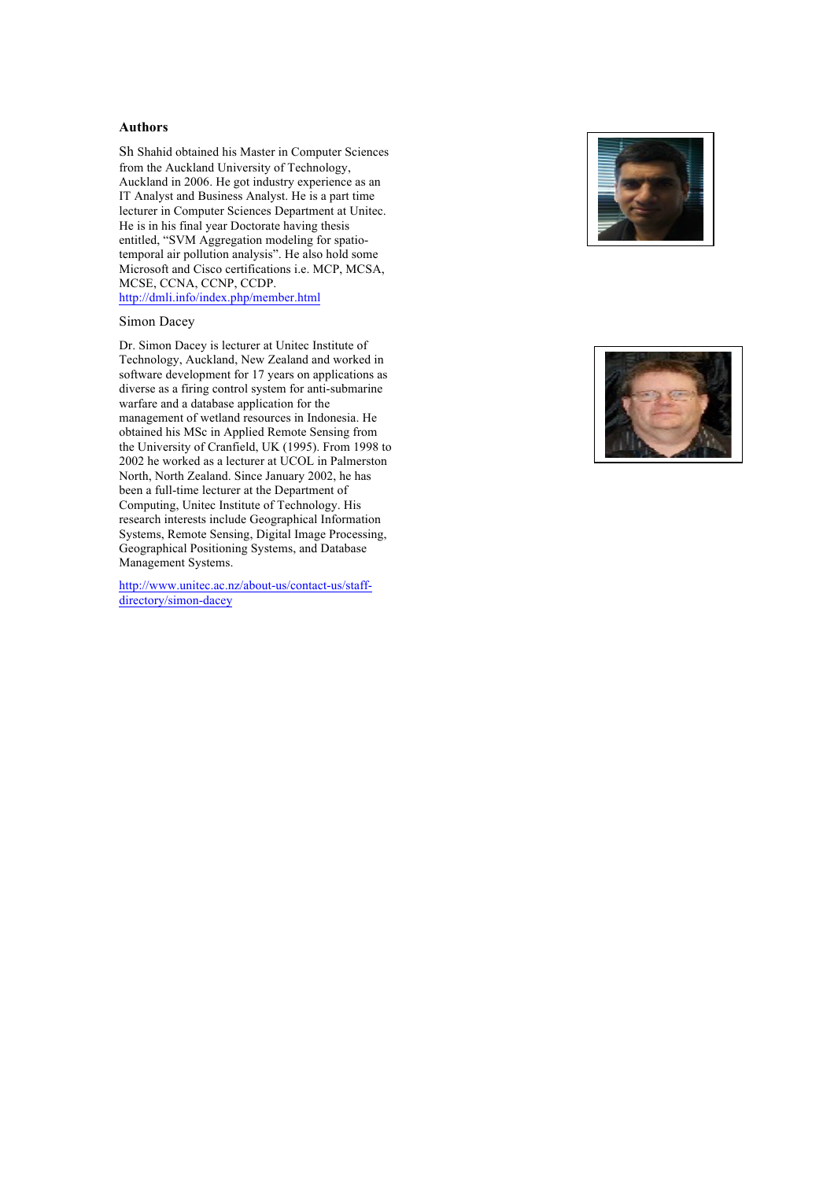**Authors**

Sh Shahid obtained his Master in Computer Sciences from the Auckland University of Technology, Auckland in 2006. He got industry experience as an IT Analyst and Business Analyst. He is a part time lecturer in Computer Sciences Department at Unitec. He is in his final year Doctorate having thesis entitled, "SVM Aggregation modeling for spatio-temporal air pollution analysis". He also hold some Microsoft and Cisco certifications i.e. MCP, MCSA, MCSE, CCNA, CCNP, CCDP.
http://dmli.info/index.php/member.html

Simon Dacey

Dr. Simon Dacey is lecturer at Unitec Institute of Technology, Auckland, New Zealand and worked in software development for 17 years on applications as diverse as a firing control system for anti-submarine warfare and a database application for the management of wetland resources in Indonesia. He obtained his MSc in Applied Remote Sensing from the University of Cranfield, UK (1995). From 1998 to 2002 he worked as a lecturer at UCOL in Palmerston North, North Zealand. Since January 2002, he has been a full-time lecturer at the Department of Computing, Unitec Institute of Technology. His research interests include Geographical Information Systems, Remote Sensing, Digital Image Processing, Geographical Positioning Systems, and Database Management Systems.

http://www.unitec.ac.nz/about-us/contact-us/staff-directory/simon-dacey